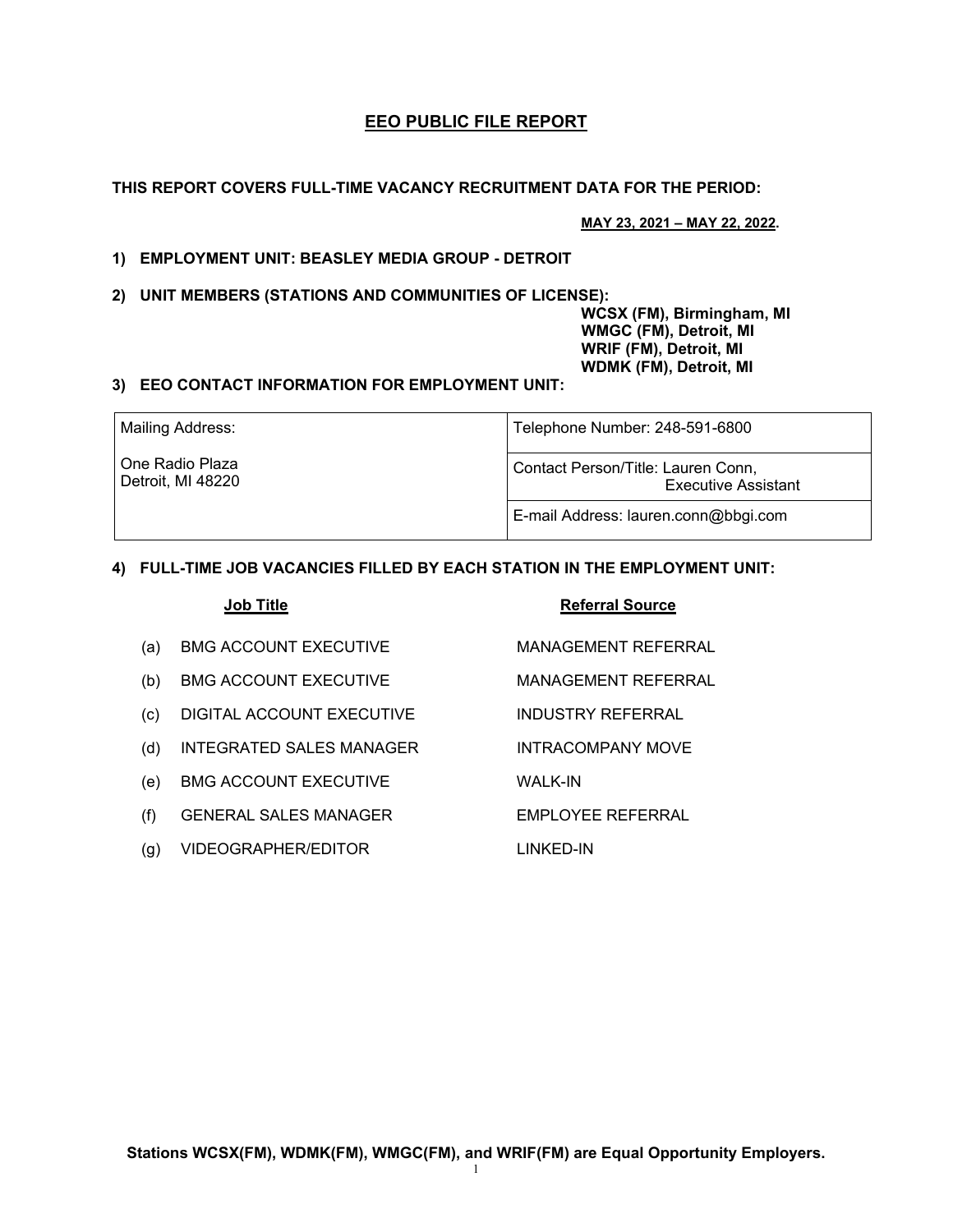# EEO PUBLIC FILE REPORT

**THIS REPORT COVERS FULL-TIME VACANCY RECRUITMENT DATA FOR THE PERIOD:**

**MAY 23, 2021 – MAY 22, 2022.**

**1) EMPLOYMENT UNIT: BEASLEY MEDIA GROUP - DETROIT**

**2) UNIT MEMBERS (STATIONS AND COMMUNITIES OF LICENSE):**

**WCSX (FM), Birmingham, MI**
**WMGC (FM), Detroit, MI**
**WRIF (FM), Detroit, MI**
**WDMK (FM), Detroit, MI**

**3) EEO CONTACT INFORMATION FOR EMPLOYMENT UNIT:**

| Mailing Address: | Telephone Number: 248-591-6800 |
|---|---|
| One Radio Plaza<br>Detroit, MI 48220 | Contact Person/Title: Lauren Conn, Executive Assistant |
| | E-mail Address: lauren.conn@bbgi.com |

**4) FULL-TIME JOB VACANCIES FILLED BY EACH STATION IN THE EMPLOYMENT UNIT:**

| | Job Title | Referral Source |
|---|---|---|
| (a) | BMG ACCOUNT EXECUTIVE | MANAGEMENT REFERRAL |
| (b) | BMG ACCOUNT EXECUTIVE | MANAGEMENT REFERRAL |
| (c) | DIGITAL ACCOUNT EXECUTIVE | INDUSTRY REFERRAL |
| (d) | INTEGRATED SALES MANAGER | INTRACOMPANY MOVE |
| (e) | BMG ACCOUNT EXECUTIVE | WALK-IN |
| (f) | GENERAL SALES MANAGER | EMPLOYEE REFERRAL |
| (g) | VIDEOGRAPHER/EDITOR | LINKED-IN |

**Stations WCSX(FM), WDMK(FM), WMGC(FM), and WRIF(FM) are Equal Opportunity Employers.**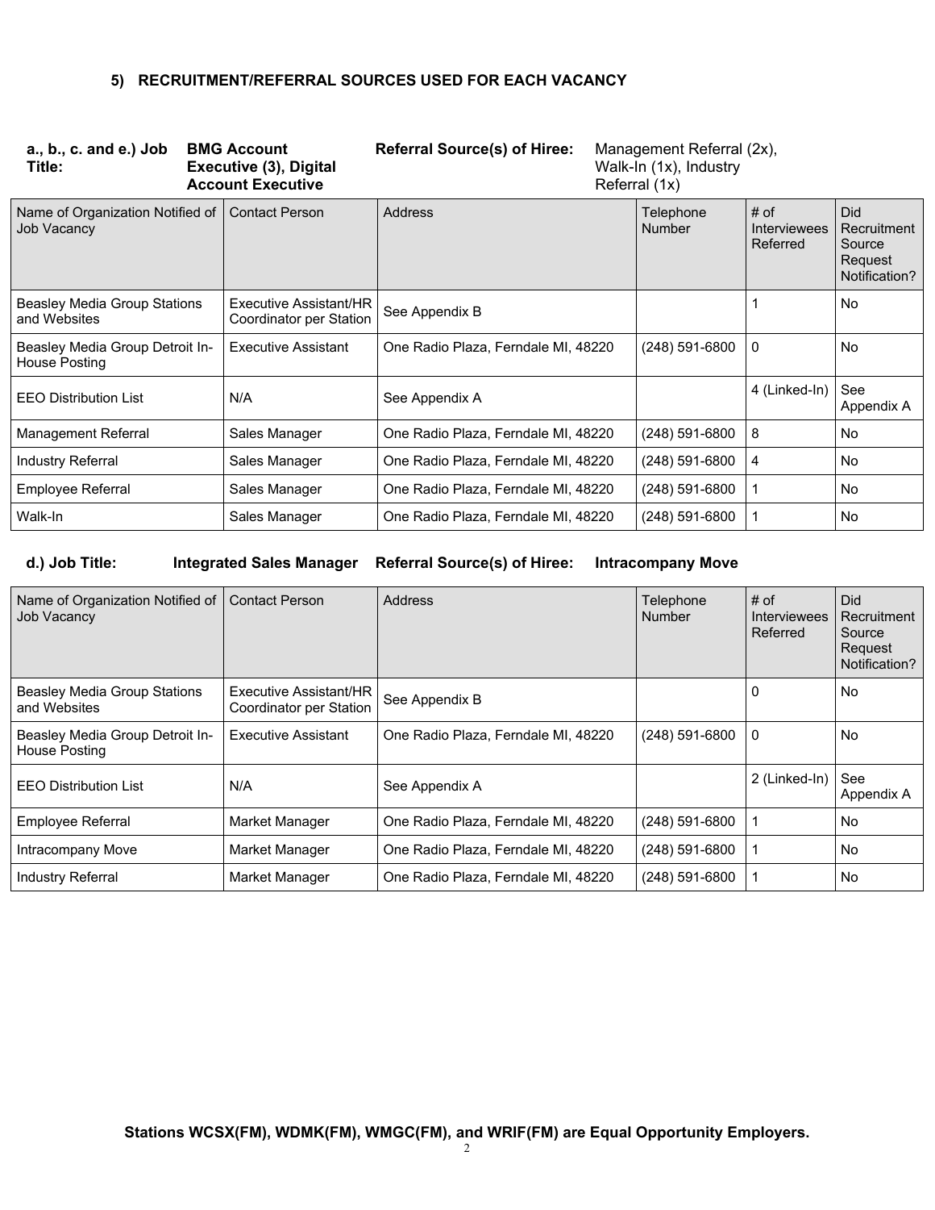### 5) RECRUITMENT/REFERRAL SOURCES USED FOR EACH VACANCY

**a., b., c. and e.) Job Title:** **BMG Account Executive (3), Digital Account Executive** **Referral Source(s) of Hiree:** Management Referral (2x), Walk-In (1x), Industry Referral (1x)

| Name of Organization Notified of Job Vacancy | Contact Person | Address | Telephone Number | # of Interviewees Referred | Did Recruitment Source Request Notification? |
|---|---|---|---|---|---|
| Beasley Media Group Stations and Websites | Executive Assistant/HR Coordinator per Station | See Appendix B | | 1 | No |
| Beasley Media Group Detroit In-House Posting | Executive Assistant | One Radio Plaza, Ferndale MI, 48220 | (248) 591-6800 | 0 | No |
| EEO Distribution List | N/A | See Appendix A | | 4 (Linked-In) | See Appendix A |
| Management Referral | Sales Manager | One Radio Plaza, Ferndale MI, 48220 | (248) 591-6800 | 8 | No |
| Industry Referral | Sales Manager | One Radio Plaza, Ferndale MI, 48220 | (248) 591-6800 | 4 | No |
| Employee Referral | Sales Manager | One Radio Plaza, Ferndale MI, 48220 | (248) 591-6800 | 1 | No |
| Walk-In | Sales Manager | One Radio Plaza, Ferndale MI, 48220 | (248) 591-6800 | 1 | No |

**d.) Job Title:** **Integrated Sales Manager** **Referral Source(s) of Hiree:** **Intracompany Move**

| Name of Organization Notified of Job Vacancy | Contact Person | Address | Telephone Number | # of Interviewees Referred | Did Recruitment Source Request Notification? |
|---|---|---|---|---|---|
| Beasley Media Group Stations and Websites | Executive Assistant/HR Coordinator per Station | See Appendix B | | 0 | No |
| Beasley Media Group Detroit In-House Posting | Executive Assistant | One Radio Plaza, Ferndale MI, 48220 | (248) 591-6800 | 0 | No |
| EEO Distribution List | N/A | See Appendix A | | 2 (Linked-In) | See Appendix A |
| Employee Referral | Market Manager | One Radio Plaza, Ferndale MI, 48220 | (248) 591-6800 | 1 | No |
| Intracompany Move | Market Manager | One Radio Plaza, Ferndale MI, 48220 | (248) 591-6800 | 1 | No |
| Industry Referral | Market Manager | One Radio Plaza, Ferndale MI, 48220 | (248) 591-6800 | 1 | No |

**Stations WCSX(FM), WDMK(FM), WMGC(FM), and WRIF(FM) are Equal Opportunity Employers.**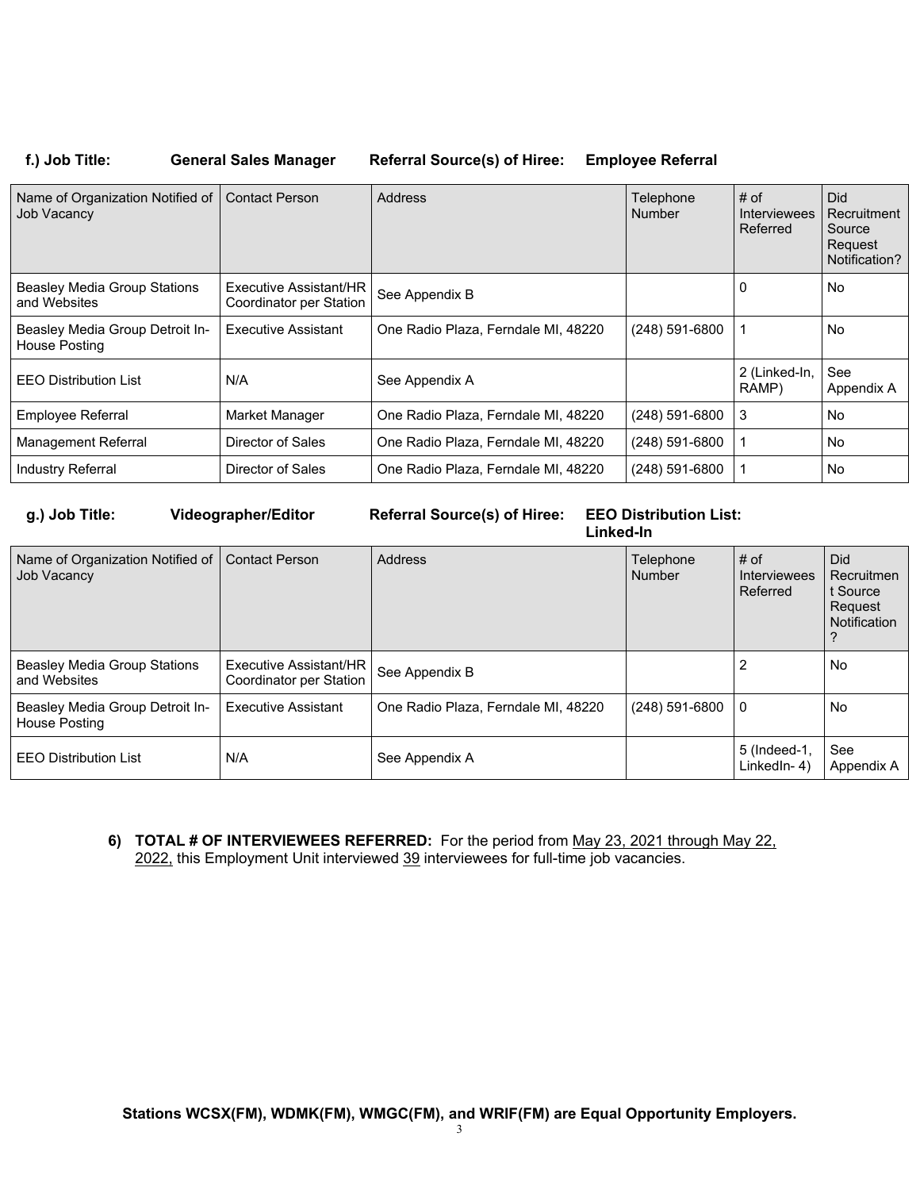**f.) Job Title: General Sales Manager Referral Source(s) of Hiree: Employee Referral**

| Name of Organization Notified of Job Vacancy | Contact Person | Address | Telephone Number | # of Interviewees Referred | Did Recruitment Source Request Notification? |
| --- | --- | --- | --- | --- | --- |
| Beasley Media Group Stations and Websites | Executive Assistant/HR Coordinator per Station | See Appendix B | | 0 | No |
| Beasley Media Group Detroit In-House Posting | Executive Assistant | One Radio Plaza, Ferndale MI, 48220 | (248) 591-6800 | 1 | No |
| EEO Distribution List | N/A | See Appendix A | | 2 (Linked-In, RAMP) | See Appendix A |
| Employee Referral | Market Manager | One Radio Plaza, Ferndale MI, 48220 | (248) 591-6800 | 3 | No |
| Management Referral | Director of Sales | One Radio Plaza, Ferndale MI, 48220 | (248) 591-6800 | 1 | No |
| Industry Referral | Director of Sales | One Radio Plaza, Ferndale MI, 48220 | (248) 591-6800 | 1 | No |

**g.) Job Title: Videographer/Editor Referral Source(s) of Hiree: EEO Distribution List: Linked-In**

| Name of Organization Notified of Job Vacancy | Contact Person | Address | Telephone Number | # of Interviewees Referred | Did Recruitment Source Request Notification? |
| --- | --- | --- | --- | --- | --- |
| Beasley Media Group Stations and Websites | Executive Assistant/HR Coordinator per Station | See Appendix B | | 2 | No |
| Beasley Media Group Detroit In-House Posting | Executive Assistant | One Radio Plaza, Ferndale MI, 48220 | (248) 591-6800 | 0 | No |
| EEO Distribution List | N/A | See Appendix A | | 5 (Indeed-1, LinkedIn- 4) | See Appendix A |

6) **TOTAL # OF INTERVIEWEES REFERRED:** For the period from May 23, 2021 through May 22, 2022, this Employment Unit interviewed 39 interviewees for full-time job vacancies.

**Stations WCSX(FM), WDMK(FM), WMGC(FM), and WRIF(FM) are Equal Opportunity Employers.**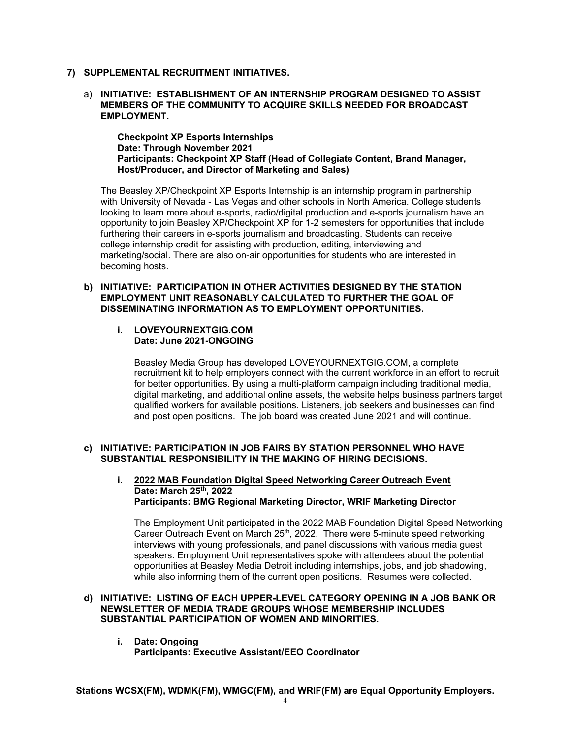## 7) SUPPLEMENTAL RECRUITMENT INITIATIVES.

### a) INITIATIVE: ESTABLISHMENT OF AN INTERNSHIP PROGRAM DESIGNED TO ASSIST MEMBERS OF THE COMMUNITY TO ACQUIRE SKILLS NEEDED FOR BROADCAST EMPLOYMENT.

**Checkpoint XP Esports Internships**
**Date: Through November 2021**
**Participants: Checkpoint XP Staff (Head of Collegiate Content, Brand Manager, Host/Producer, and Director of Marketing and Sales)**

The Beasley XP/Checkpoint XP Esports Internship is an internship program in partnership with University of Nevada - Las Vegas and other schools in North America. College students looking to learn more about e-sports, radio/digital production and e-sports journalism have an opportunity to join Beasley XP/Checkpoint XP for 1-2 semesters for opportunities that include furthering their careers in e-sports journalism and broadcasting. Students can receive college internship credit for assisting with production, editing, interviewing and marketing/social. There are also on-air opportunities for students who are interested in becoming hosts.

### b) INITIATIVE: PARTICIPATION IN OTHER ACTIVITIES DESIGNED BY THE STATION EMPLOYMENT UNIT REASONABLY CALCULATED TO FURTHER THE GOAL OF DISSEMINATING INFORMATION AS TO EMPLOYMENT OPPORTUNITIES.

**i. LOVEYOURNEXTGIG.COM**
**Date: June 2021-ONGOING**

Beasley Media Group has developed LOVEYOURNEXTGIG.COM, a complete recruitment kit to help employers connect with the current workforce in an effort to recruit for better opportunities. By using a multi-platform campaign including traditional media, digital marketing, and additional online assets, the website helps business partners target qualified workers for available positions. Listeners, job seekers and businesses can find and post open positions. The job board was created June 2021 and will continue.

### c) INITIATIVE: PARTICIPATION IN JOB FAIRS BY STATION PERSONNEL WHO HAVE SUBSTANTIAL RESPONSIBILITY IN THE MAKING OF HIRING DECISIONS.

**i. <u>2022 MAB Foundation Digital Speed Networking Career Outreach Event</u>**
**Date: March 25th, 2022**
**Participants: BMG Regional Marketing Director, WRIF Marketing Director**

The Employment Unit participated in the 2022 MAB Foundation Digital Speed Networking Career Outreach Event on March 25th, 2022. There were 5-minute speed networking interviews with young professionals, and panel discussions with various media guest speakers. Employment Unit representatives spoke with attendees about the potential opportunities at Beasley Media Detroit including internships, jobs, and job shadowing, while also informing them of the current open positions. Resumes were collected.

### d) INITIATIVE: LISTING OF EACH UPPER-LEVEL CATEGORY OPENING IN A JOB BANK OR NEWSLETTER OF MEDIA TRADE GROUPS WHOSE MEMBERSHIP INCLUDES SUBSTANTIAL PARTICIPATION OF WOMEN AND MINORITIES.

**i. Date: Ongoing**
**Participants: Executive Assistant/EEO Coordinator**

**Stations WCSX(FM), WDMK(FM), WMGC(FM), and WRIF(FM) are Equal Opportunity Employers.**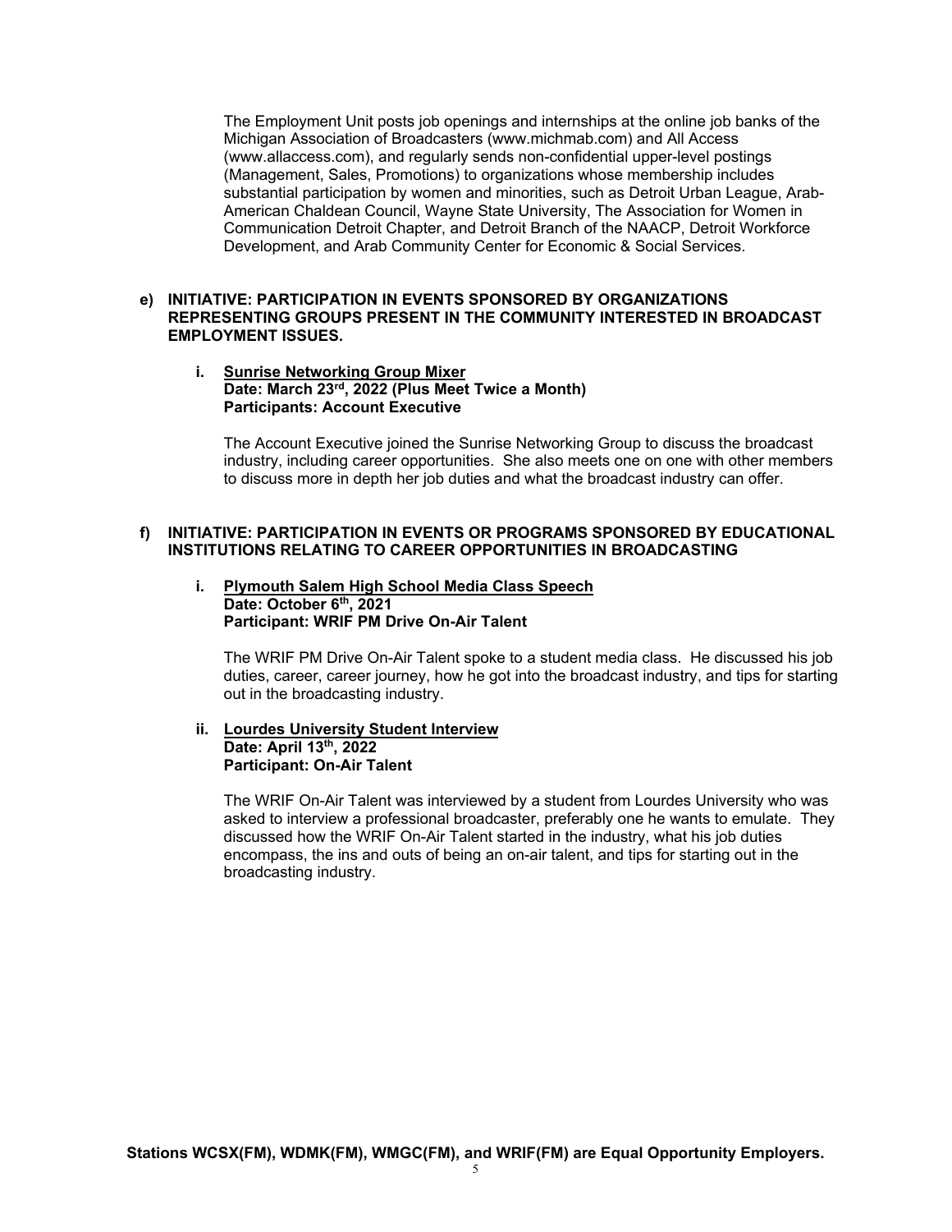The Employment Unit posts job openings and internships at the online job banks of the Michigan Association of Broadcasters (www.michmab.com) and All Access (www.allaccess.com), and regularly sends non-confidential upper-level postings (Management, Sales, Promotions) to organizations whose membership includes substantial participation by women and minorities, such as Detroit Urban League, Arab-American Chaldean Council, Wayne State University, The Association for Women in Communication Detroit Chapter, and Detroit Branch of the NAACP, Detroit Workforce Development, and Arab Community Center for Economic & Social Services.

**e) INITIATIVE: PARTICIPATION IN EVENTS SPONSORED BY ORGANIZATIONS REPRESENTING GROUPS PRESENT IN THE COMMUNITY INTERESTED IN BROADCAST EMPLOYMENT ISSUES.**

**i. Sunrise Networking Group Mixer**
**Date: March 23rd, 2022 (Plus Meet Twice a Month)**
**Participants: Account Executive**

The Account Executive joined the Sunrise Networking Group to discuss the broadcast industry, including career opportunities. She also meets one on one with other members to discuss more in depth her job duties and what the broadcast industry can offer.

**f) INITIATIVE: PARTICIPATION IN EVENTS OR PROGRAMS SPONSORED BY EDUCATIONAL INSTITUTIONS RELATING TO CAREER OPPORTUNITIES IN BROADCASTING**

**i. Plymouth Salem High School Media Class Speech**
**Date: October 6th, 2021**
**Participant: WRIF PM Drive On-Air Talent**

The WRIF PM Drive On-Air Talent spoke to a student media class. He discussed his job duties, career, career journey, how he got into the broadcast industry, and tips for starting out in the broadcasting industry.

**ii. Lourdes University Student Interview**
**Date: April 13th, 2022**
**Participant: On-Air Talent**

The WRIF On-Air Talent was interviewed by a student from Lourdes University who was asked to interview a professional broadcaster, preferably one he wants to emulate. They discussed how the WRIF On-Air Talent started in the industry, what his job duties encompass, the ins and outs of being an on-air talent, and tips for starting out in the broadcasting industry.

**Stations WCSX(FM), WDMK(FM), WMGC(FM), and WRIF(FM) are Equal Opportunity Employers.**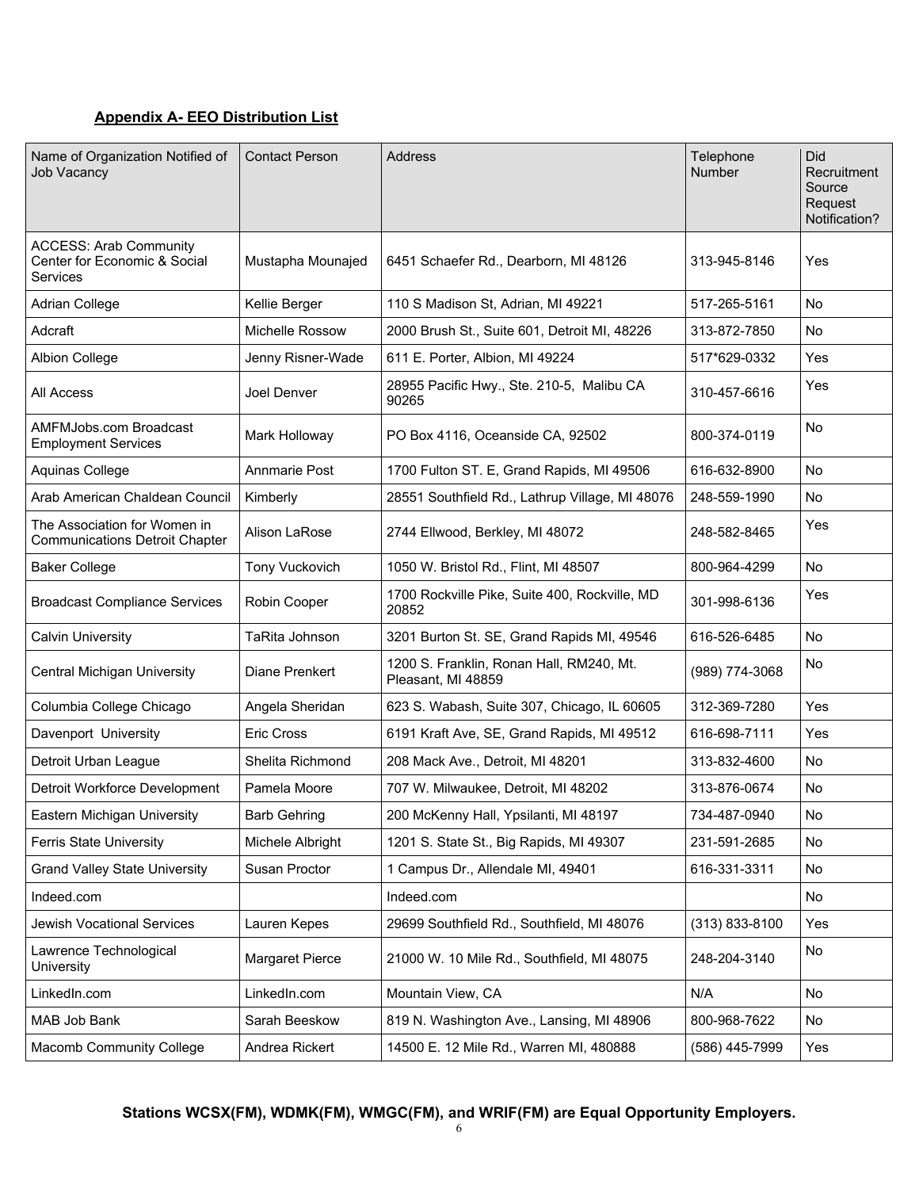**Appendix A- EEO Distribution List**

| Name of Organization Notified of Job Vacancy | Contact Person | Address | Telephone Number | Did Recruitment Source Request Notification? |
|---|---|---|---|---|
| ACCESS: Arab Community Center for Economic & Social Services | Mustapha Mounajed | 6451 Schaefer Rd., Dearborn, MI 48126 | 313-945-8146 | Yes |
| Adrian College | Kellie Berger | 110 S Madison St, Adrian, MI 49221 | 517-265-5161 | No |
| Adcraft | Michelle Rossow | 2000 Brush St., Suite 601, Detroit MI, 48226 | 313-872-7850 | No |
| Albion College | Jenny Risner-Wade | 611 E. Porter, Albion, MI 49224 | 517*629-0332 | Yes |
| All Access | Joel Denver | 28955 Pacific Hwy., Ste. 210-5, Malibu CA 90265 | 310-457-6616 | Yes |
| AMFMJobs.com Broadcast Employment Services | Mark Holloway | PO Box 4116, Oceanside CA, 92502 | 800-374-0119 | No |
| Aquinas College | Annmarie Post | 1700 Fulton ST. E, Grand Rapids, MI 49506 | 616-632-8900 | No |
| Arab American Chaldean Council | Kimberly | 28551 Southfield Rd., Lathrup Village, MI 48076 | 248-559-1990 | No |
| The Association for Women in Communications Detroit Chapter | Alison LaRose | 2744 Ellwood, Berkley, MI 48072 | 248-582-8465 | Yes |
| Baker College | Tony Vuckovich | 1050 W. Bristol Rd., Flint, MI 48507 | 800-964-4299 | No |
| Broadcast Compliance Services | Robin Cooper | 1700 Rockville Pike, Suite 400, Rockville, MD 20852 | 301-998-6136 | Yes |
| Calvin University | TaRita Johnson | 3201 Burton St. SE, Grand Rapids MI, 49546 | 616-526-6485 | No |
| Central Michigan University | Diane Prenkert | 1200 S. Franklin, Ronan Hall, RM240, Mt. Pleasant, MI 48859 | (989) 774-3068 | No |
| Columbia College Chicago | Angela Sheridan | 623 S. Wabash, Suite 307, Chicago, IL 60605 | 312-369-7280 | Yes |
| Davenport University | Eric Cross | 6191 Kraft Ave, SE, Grand Rapids, MI 49512 | 616-698-7111 | Yes |
| Detroit Urban League | Shelita Richmond | 208 Mack Ave., Detroit, MI 48201 | 313-832-4600 | No |
| Detroit Workforce Development | Pamela Moore | 707 W. Milwaukee, Detroit, MI 48202 | 313-876-0674 | No |
| Eastern Michigan University | Barb Gehring | 200 McKenny Hall, Ypsilanti, MI 48197 | 734-487-0940 | No |
| Ferris State University | Michele Albright | 1201 S. State St., Big Rapids, MI 49307 | 231-591-2685 | No |
| Grand Valley State University | Susan Proctor | 1 Campus Dr., Allendale MI, 49401 | 616-331-3311 | No |
| Indeed.com | | Indeed.com | | No |
| Jewish Vocational Services | Lauren Kepes | 29699 Southfield Rd., Southfield, MI 48076 | (313) 833-8100 | Yes |
| Lawrence Technological University | Margaret Pierce | 21000 W. 10 Mile Rd., Southfield, MI 48075 | 248-204-3140 | No |
| LinkedIn.com | LinkedIn.com | Mountain View, CA | N/A | No |
| MAB Job Bank | Sarah Beeskow | 819 N. Washington Ave., Lansing, MI 48906 | 800-968-7622 | No |
| Macomb Community College | Andrea Rickert | 14500 E. 12 Mile Rd., Warren MI, 480888 | (586) 445-7999 | Yes |

**Stations WCSX(FM), WDMK(FM), WMGC(FM), and WRIF(FM) are Equal Opportunity Employers.**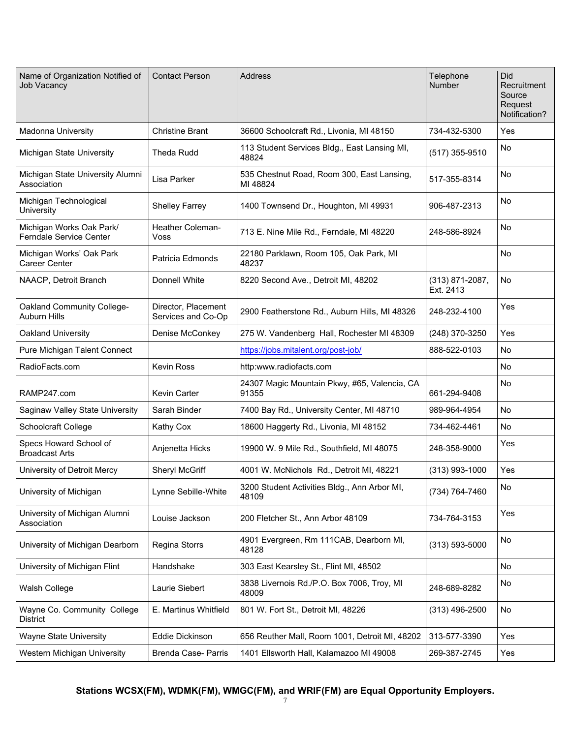| Name of Organization Notified of Job Vacancy | Contact Person | Address | Telephone Number | Did Recruitment Source Request Notification? |
|---|---|---|---|---|
| Madonna University | Christine Brant | 36600 Schoolcraft Rd., Livonia, MI 48150 | 734-432-5300 | Yes |
| Michigan State University | Theda Rudd | 113 Student Services Bldg., East Lansing MI, 48824 | (517) 355-9510 | No |
| Michigan State University Alumni Association | Lisa Parker | 535 Chestnut Road, Room 300, East Lansing, MI 48824 | 517-355-8314 | No |
| Michigan Technological University | Shelley Farrey | 1400 Townsend Dr., Houghton, MI 49931 | 906-487-2313 | No |
| Michigan Works Oak Park/ Ferndale Service Center | Heather Coleman-Voss | 713 E. Nine Mile Rd., Ferndale, MI 48220 | 248-586-8924 | No |
| Michigan Works' Oak Park Career Center | Patricia Edmonds | 22180 Parklawn, Room 105, Oak Park, MI 48237 | | No |
| NAACP, Detroit Branch | Donnell White | 8220 Second Ave., Detroit MI, 48202 | (313) 871-2087, Ext. 2413 | No |
| Oakland Community College-Auburn Hills | Director, Placement Services and Co-Op | 2900 Featherstone Rd., Auburn Hills, MI 48326 | 248-232-4100 | Yes |
| Oakland University | Denise McConkey | 275 W. Vandenberg Hall, Rochester MI 48309 | (248) 370-3250 | Yes |
| Pure Michigan Talent Connect | | https://jobs.mitalent.org/post-job/ | 888-522-0103 | No |
| RadioFacts.com | Kevin Ross | http:www.radiofacts.com | | No |
| RAMP247.com | Kevin Carter | 24307 Magic Mountain Pkwy, #65, Valencia, CA 91355 | 661-294-9408 | No |
| Saginaw Valley State University | Sarah Binder | 7400 Bay Rd., University Center, MI 48710 | 989-964-4954 | No |
| Schoolcraft College | Kathy Cox | 18600 Haggerty Rd., Livonia, MI 48152 | 734-462-4461 | No |
| Specs Howard School of Broadcast Arts | Anjenetta Hicks | 19900 W. 9 Mile Rd., Southfield, MI 48075 | 248-358-9000 | Yes |
| University of Detroit Mercy | Sheryl McGriff | 4001 W. McNichols Rd., Detroit MI, 48221 | (313) 993-1000 | Yes |
| University of Michigan | Lynne Sebille-White | 3200 Student Activities Bldg., Ann Arbor MI, 48109 | (734) 764-7460 | No |
| University of Michigan Alumni Association | Louise Jackson | 200 Fletcher St., Ann Arbor 48109 | 734-764-3153 | Yes |
| University of Michigan Dearborn | Regina Storrs | 4901 Evergreen, Rm 111CAB, Dearborn MI, 48128 | (313) 593-5000 | No |
| University of Michigan Flint | Handshake | 303 East Kearsley St., Flint MI, 48502 | | No |
| Walsh College | Laurie Siebert | 3838 Livernois Rd./P.O. Box 7006, Troy, MI 48009 | 248-689-8282 | No |
| Wayne Co. Community College District | E. Martinus Whitfield | 801 W. Fort St., Detroit MI, 48226 | (313) 496-2500 | No |
| Wayne State University | Eddie Dickinson | 656 Reuther Mall, Room 1001, Detroit MI, 48202 | 313-577-3390 | Yes |
| Western Michigan University | Brenda Case- Parris | 1401 Ellsworth Hall, Kalamazoo MI 49008 | 269-387-2745 | Yes |

**Stations WCSX(FM), WDMK(FM), WMGC(FM), and WRIF(FM) are Equal Opportunity Employers.**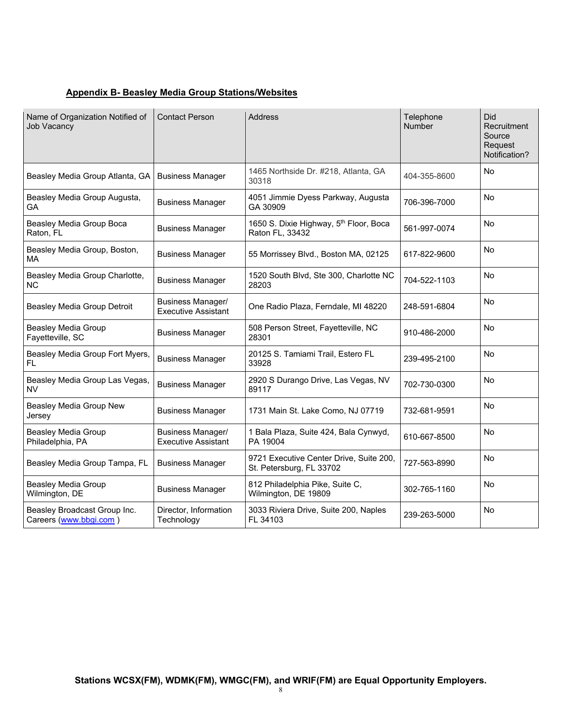## Appendix B- Beasley Media Group Stations/Websites

| Name of Organization Notified of Job Vacancy | Contact Person | Address | Telephone Number | Did Recruitment Source Request Notification? |
|---|---|---|---|---|
| Beasley Media Group Atlanta, GA | Business Manager | 1465 Northside Dr. #218, Atlanta, GA 30318 | 404-355-8600 | No |
| Beasley Media Group Augusta, GA | Business Manager | 4051 Jimmie Dyess Parkway, Augusta GA 30909 | 706-396-7000 | No |
| Beasley Media Group Boca Raton, FL | Business Manager | 1650 S. Dixie Highway, 5th Floor, Boca Raton FL, 33432 | 561-997-0074 | No |
| Beasley Media Group, Boston, MA | Business Manager | 55 Morrissey Blvd., Boston MA, 02125 | 617-822-9600 | No |
| Beasley Media Group Charlotte, NC | Business Manager | 1520 South Blvd, Ste 300, Charlotte NC 28203 | 704-522-1103 | No |
| Beasley Media Group Detroit | Business Manager/ Executive Assistant | One Radio Plaza, Ferndale, MI 48220 | 248-591-6804 | No |
| Beasley Media Group Fayetteville, SC | Business Manager | 508 Person Street, Fayetteville, NC 28301 | 910-486-2000 | No |
| Beasley Media Group Fort Myers, FL | Business Manager | 20125 S. Tamiami Trail, Estero FL 33928 | 239-495-2100 | No |
| Beasley Media Group Las Vegas, NV | Business Manager | 2920 S Durango Drive, Las Vegas, NV 89117 | 702-730-0300 | No |
| Beasley Media Group New Jersey | Business Manager | 1731 Main St. Lake Como, NJ 07719 | 732-681-9591 | No |
| Beasley Media Group Philadelphia, PA | Business Manager/ Executive Assistant | 1 Bala Plaza, Suite 424, Bala Cynwyd, PA 19004 | 610-667-8500 | No |
| Beasley Media Group Tampa, FL | Business Manager | 9721 Executive Center Drive, Suite 200, St. Petersburg, FL 33702 | 727-563-8990 | No |
| Beasley Media Group Wilmington, DE | Business Manager | 812 Philadelphia Pike, Suite C, Wilmington, DE 19809 | 302-765-1160 | No |
| Beasley Broadcast Group Inc. Careers (www.bbgi.com ) | Director, Information Technology | 3033 Riviera Drive, Suite 200, Naples FL 34103 | 239-263-5000 | No |

**Stations WCSX(FM), WDMK(FM), WMGC(FM), and WRIF(FM) are Equal Opportunity Employers.**